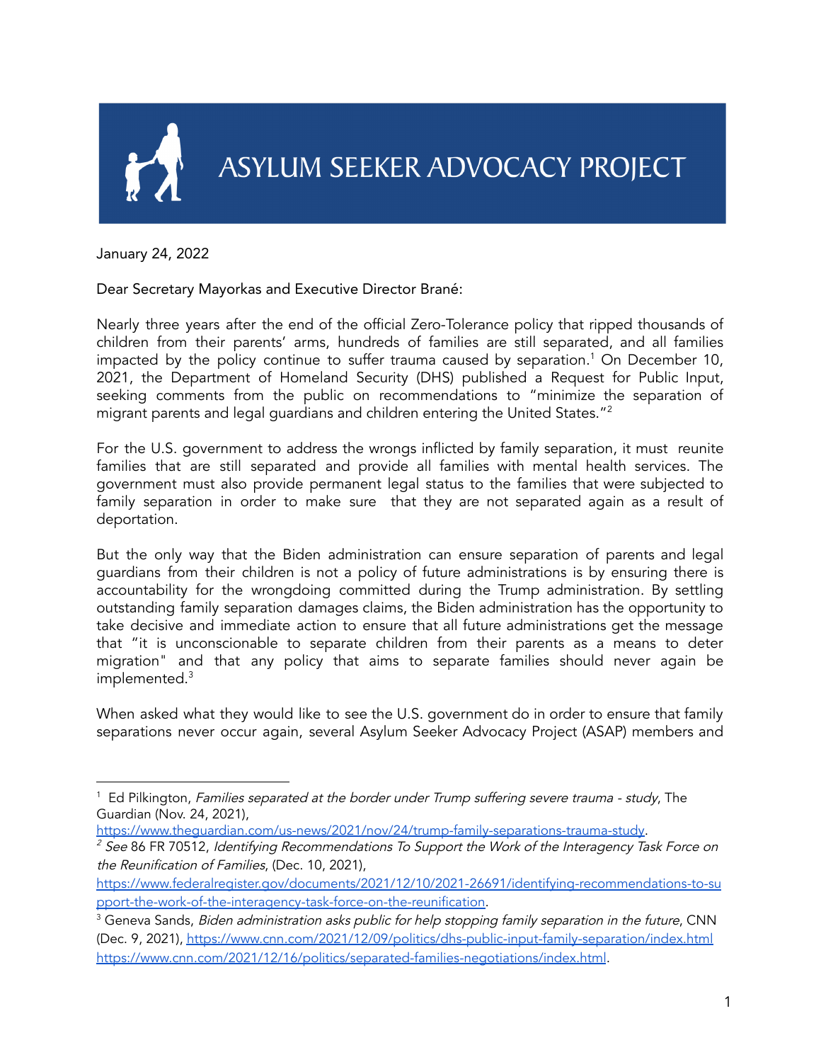# ASYLUM SEEKER ADVOCACY PROJECT

January 24, 2022

Dear Secretary Mayorkas and Executive Director Brané:

Nearly three years after the end of the official Zero-Tolerance policy that ripped thousands of children from their parents' arms, hundreds of families are still separated, and all families impacted by the policy continue to suffer trauma caused by separation.[1] On December 10, 2021, the Department of Homeland Security (DHS) published a Request for Public Input, seeking comments from the public on recommendations to "minimize the separation of migrant parents and legal guardians and children entering the United States."[2]

For the U.S. government to address the wrongs inflicted by family separation, it must reunite families that are still separated and provide all families with mental health services. The government must also provide permanent legal status to the families that were subjected to family separation in order to make sure that they are not separated again as a result of deportation.

But the only way that the Biden administration can ensure separation of parents and legal guardians from their children is not a policy of future administrations is by ensuring there is accountability for the wrongdoing committed during the Trump administration. By settling outstanding family separation damages claims, the Biden administration has the opportunity to take decisive and immediate action to ensure that all future administrations get the message that "it is unconscionable to separate children from their parents as a means to deter migration" and that any policy that aims to separate families should never again be implemented.[3]

When asked what they would like to see the U.S. government do in order to ensure that family separations never occur again, several Asylum Seeker Advocacy Project (ASAP) members and

---

[1] Ed Pilkington, *Families separated at the border under Trump suffering severe trauma - study*, The Guardian (Nov. 24, 2021), https://www.theguardian.com/us-news/2021/nov/24/trump-family-separations-trauma-study.

[2] *See* 86 FR 70512, *Identifying Recommendations To Support the Work of the Interagency Task Force on the Reunification of Families*, (Dec. 10, 2021), https://www.federalregister.gov/documents/2021/12/10/2021-26691/identifying-recommendations-to-support-the-work-of-the-interagency-task-force-on-the-reunification.

[3] Geneva Sands, *Biden administration asks public for help stopping family separation in the future*, CNN (Dec. 9, 2021), https://www.cnn.com/2021/12/09/politics/dhs-public-input-family-separation/index.html https://www.cnn.com/2021/12/16/politics/separated-families-negotiations/index.html.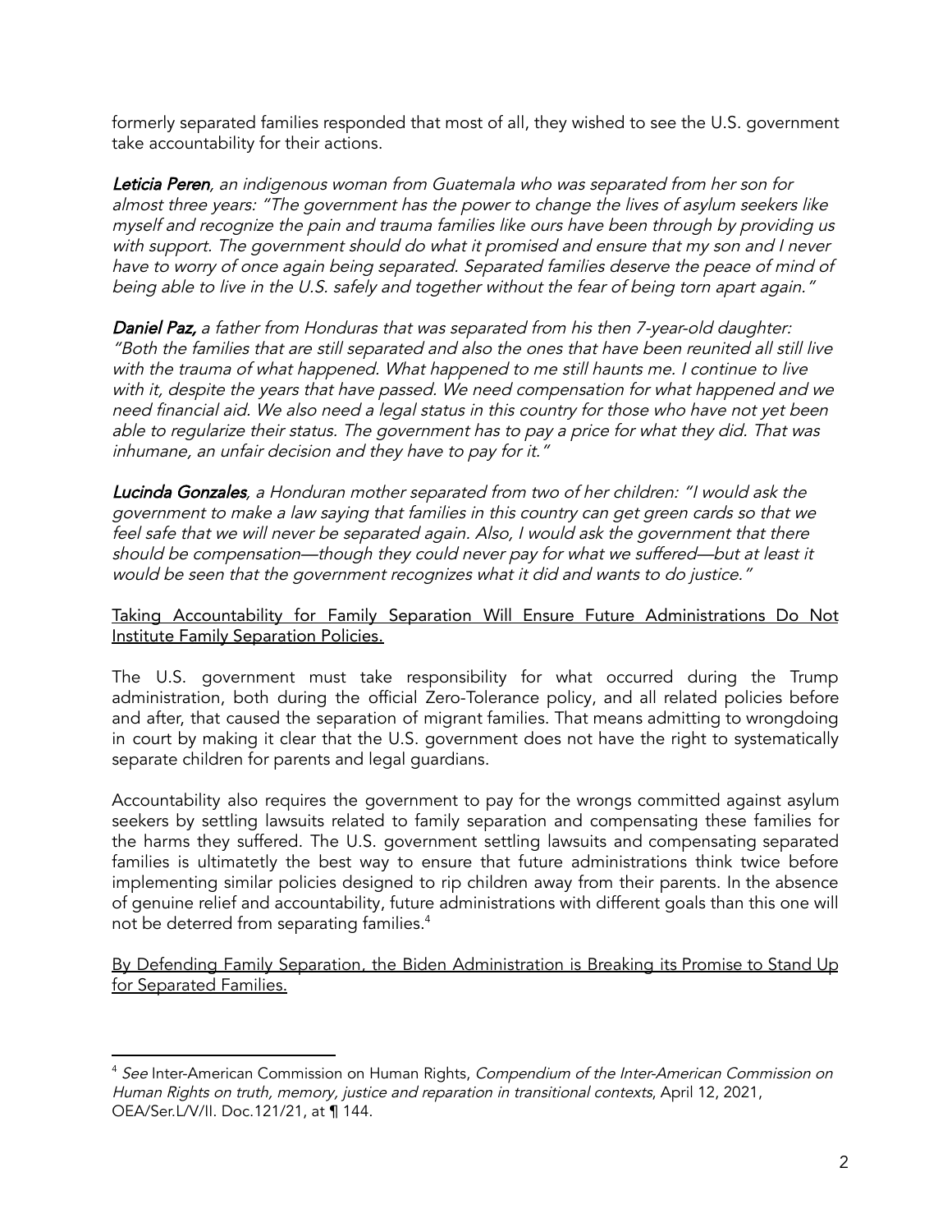formerly separated families responded that most of all, they wished to see the U.S. government take accountability for their actions.

***Leticia Peren****, an indigenous woman from Guatemala who was separated from her son for almost three years: "The government has the power to change the lives of asylum seekers like myself and recognize the pain and trauma families like ours have been through by providing us with support. The government should do what it promised and ensure that my son and I never have to worry of once again being separated. Separated families deserve the peace of mind of being able to live in the U.S. safely and together without the fear of being torn apart again."*

***Daniel Paz,*** *a father from Honduras that was separated from his then 7-year-old daughter: "Both the families that are still separated and also the ones that have been reunited all still live with the trauma of what happened. What happened to me still haunts me. I continue to live with it, despite the years that have passed. We need compensation for what happened and we need financial aid. We also need a legal status in this country for those who have not yet been able to regularize their status. The government has to pay a price for what they did. That was inhumane, an unfair decision and they have to pay for it."*

***Lucinda Gonzales****, a Honduran mother separated from two of her children: "I would ask the government to make a law saying that families in this country can get green cards so that we feel safe that we will never be separated again. Also, I would ask the government that there should be compensation—though they could never pay for what we suffered—but at least it would be seen that the government recognizes what it did and wants to do justice."*

<u>Taking Accountability for Family Separation Will Ensure Future Administrations Do Not Institute Family Separation Policies.</u>

The U.S. government must take responsibility for what occurred during the Trump administration, both during the official Zero-Tolerance policy, and all related policies before and after, that caused the separation of migrant families. That means admitting to wrongdoing in court by making it clear that the U.S. government does not have the right to systematically separate children for parents and legal guardians.

Accountability also requires the government to pay for the wrongs committed against asylum seekers by settling lawsuits related to family separation and compensating these families for the harms they suffered. The U.S. government settling lawsuits and compensating separated families is ultimatetly the best way to ensure that future administrations think twice before implementing similar policies designed to rip children away from their parents. In the absence of genuine relief and accountability, future administrations with different goals than this one will not be deterred from separating families.[4]

<u>By Defending Family Separation, the Biden Administration is Breaking its Promise to Stand Up for Separated Families.</u>

---

[4] *See* Inter-American Commission on Human Rights, *Compendium of the Inter-American Commission on Human Rights on truth, memory, justice and reparation in transitional contexts*, April 12, 2021, OEA/Ser.L/V/II. Doc.121/21, at ¶ 144.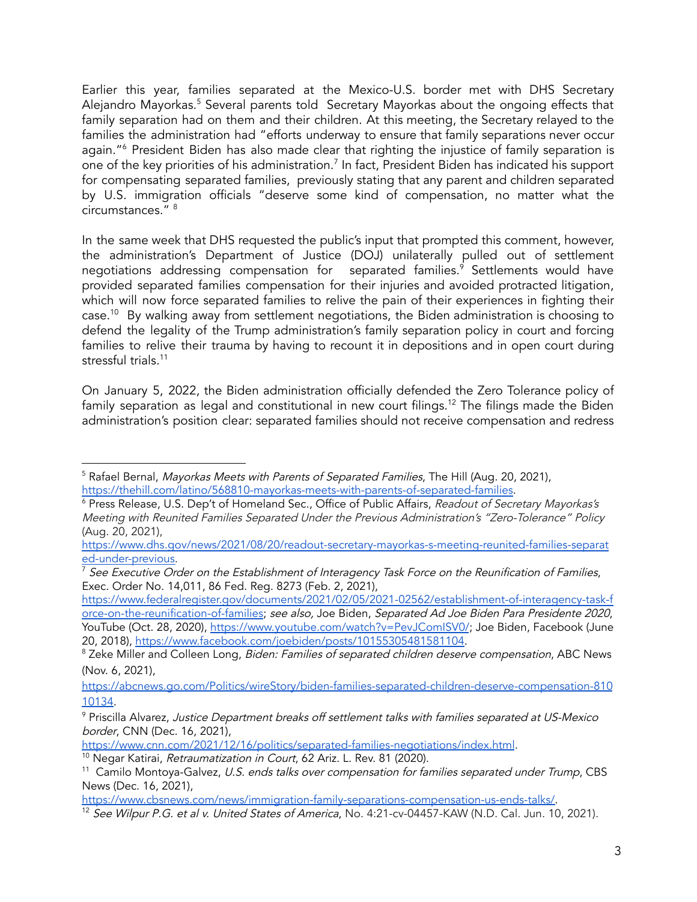Earlier this year, families separated at the Mexico-U.S. border met with DHS Secretary Alejandro Mayorkas.[5] Several parents told Secretary Mayorkas about the ongoing effects that family separation had on them and their children. At this meeting, the Secretary relayed to the families the administration had "efforts underway to ensure that family separations never occur again."[6] President Biden has also made clear that righting the injustice of family separation is one of the key priorities of his administration.[7] In fact, President Biden has indicated his support for compensating separated families, previously stating that any parent and children separated by U.S. immigration officials "deserve some kind of compensation, no matter what the circumstances." [8]

In the same week that DHS requested the public's input that prompted this comment, however, the administration's Department of Justice (DOJ) unilaterally pulled out of settlement negotiations addressing compensation for separated families.[9] Settlements would have provided separated families compensation for their injuries and avoided protracted litigation, which will now force separated families to relive the pain of their experiences in fighting their case.[10] By walking away from settlement negotiations, the Biden administration is choosing to defend the legality of the Trump administration's family separation policy in court and forcing families to relive their trauma by having to recount it in depositions and in open court during stressful trials.[11]

On January 5, 2022, the Biden administration officially defended the Zero Tolerance policy of family separation as legal and constitutional in new court filings.[12] The filings made the Biden administration's position clear: separated families should not receive compensation and redress

---

[5] Rafael Bernal, *Mayorkas Meets with Parents of Separated Families*, The Hill (Aug. 20, 2021), https://thehill.com/latino/568810-mayorkas-meets-with-parents-of-separated-families.

[6] Press Release, U.S. Dep't of Homeland Sec., Office of Public Affairs, *Readout of Secretary Mayorkas's Meeting with Reunited Families Separated Under the Previous Administration's "Zero-Tolerance" Policy* (Aug. 20, 2021), https://www.dhs.gov/news/2021/08/20/readout-secretary-mayorkas-s-meeting-reunited-families-separated-under-previous.

[7] *See Executive Order on the Establishment of Interagency Task Force on the Reunification of Families*, Exec. Order No. 14,011, 86 Fed. Reg. 8273 (Feb. 2, 2021), https://www.federalregister.gov/documents/2021/02/05/2021-02562/establishment-of-interagency-task-force-on-the-reunification-of-families; *see also,* Joe Biden, *Separated Ad Joe Biden Para Presidente 2020*, YouTube (Oct. 28, 2020), https://www.youtube.com/watch?v=PevJComISV0/; Joe Biden, Facebook (June 20, 2018), https://www.facebook.com/joebiden/posts/10155305481581104.

[8] Zeke Miller and Colleen Long, *Biden: Families of separated children deserve compensation*, ABC News (Nov. 6, 2021), https://abcnews.go.com/Politics/wireStory/biden-families-separated-children-deserve-compensation-81010134.

[9] Priscilla Alvarez, *Justice Department breaks off settlement talks with families separated at US-Mexico border*, CNN (Dec. 16, 2021), https://www.cnn.com/2021/12/16/politics/separated-families-negotiations/index.html.

[10] Negar Katirai, *Retraumatization in Court*, 62 Ariz. L. Rev. 81 (2020).

[11] Camilo Montoya-Galvez, *U.S. ends talks over compensation for families separated under Trump*, CBS News (Dec. 16, 2021), https://www.cbsnews.com/news/immigration-family-separations-compensation-us-ends-talks/.

[12] *See Wilpur P.G. et al v. United States of America*, No. 4:21-cv-04457-KAW (N.D. Cal. Jun. 10, 2021).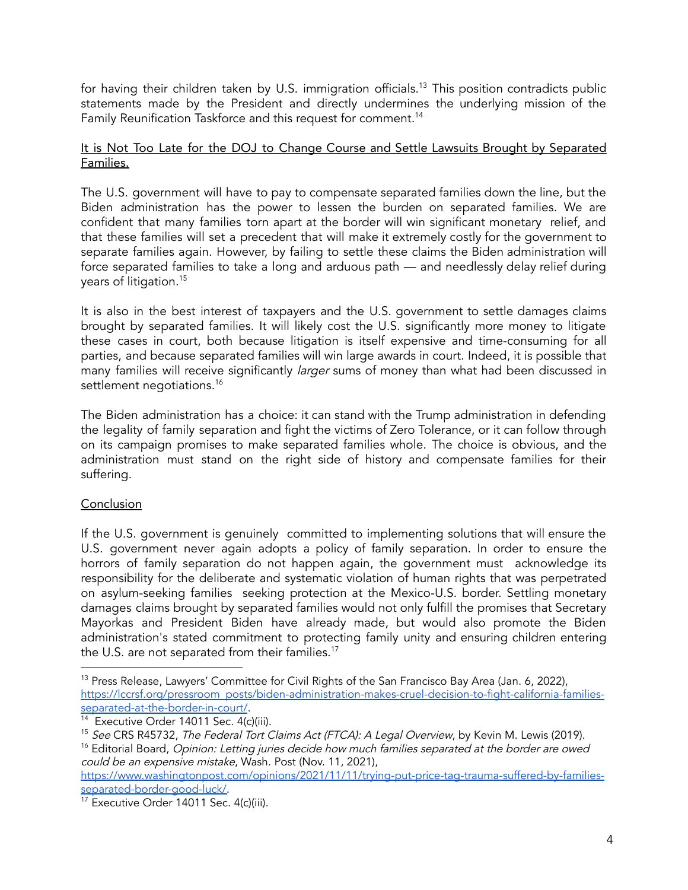for having their children taken by U.S. immigration officials.[13] This position contradicts public statements made by the President and directly undermines the underlying mission of the Family Reunification Taskforce and this request for comment.[14]

<u>It is Not Too Late for the DOJ to Change Course and Settle Lawsuits Brought by Separated Families.</u>

The U.S. government will have to pay to compensate separated families down the line, but the Biden administration has the power to lessen the burden on separated families. We are confident that many families torn apart at the border will win significant monetary relief, and that these families will set a precedent that will make it extremely costly for the government to separate families again. However, by failing to settle these claims the Biden administration will force separated families to take a long and arduous path — and needlessly delay relief during years of litigation.[15]

It is also in the best interest of taxpayers and the U.S. government to settle damages claims brought by separated families. It will likely cost the U.S. significantly more money to litigate these cases in court, both because litigation is itself expensive and time-consuming for all parties, and because separated families will win large awards in court. Indeed, it is possible that many families will receive significantly *larger* sums of money than what had been discussed in settlement negotiations.[16]

The Biden administration has a choice: it can stand with the Trump administration in defending the legality of family separation and fight the victims of Zero Tolerance, or it can follow through on its campaign promises to make separated families whole. The choice is obvious, and the administration must stand on the right side of history and compensate families for their suffering.

<u>Conclusion</u>

If the U.S. government is genuinely committed to implementing solutions that will ensure the U.S. government never again adopts a policy of family separation. In order to ensure the horrors of family separation do not happen again, the government must acknowledge its responsibility for the deliberate and systematic violation of human rights that was perpetrated on asylum-seeking families seeking protection at the Mexico-U.S. border. Settling monetary damages claims brought by separated families would not only fulfill the promises that Secretary Mayorkas and President Biden have already made, but would also promote the Biden administration's stated commitment to protecting family unity and ensuring children entering the U.S. are not separated from their families.[17]

---

[13] Press Release, Lawyers' Committee for Civil Rights of the San Francisco Bay Area (Jan. 6, 2022), https://lccrsf.org/pressroom_posts/biden-administration-makes-cruel-decision-to-fight-california-families-separated-at-the-border-in-court/.

[14] Executive Order 14011 Sec. 4(c)(iii).

[15] *See* CRS R45732, *The Federal Tort Claims Act (FTCA): A Legal Overview*, by Kevin M. Lewis (2019).

[16] Editorial Board, *Opinion: Letting juries decide how much families separated at the border are owed could be an expensive mistake*, Wash. Post (Nov. 11, 2021), https://www.washingtonpost.com/opinions/2021/11/11/trying-put-price-tag-trauma-suffered-by-families-separated-border-good-luck/.

[17] Executive Order 14011 Sec. 4(c)(iii).